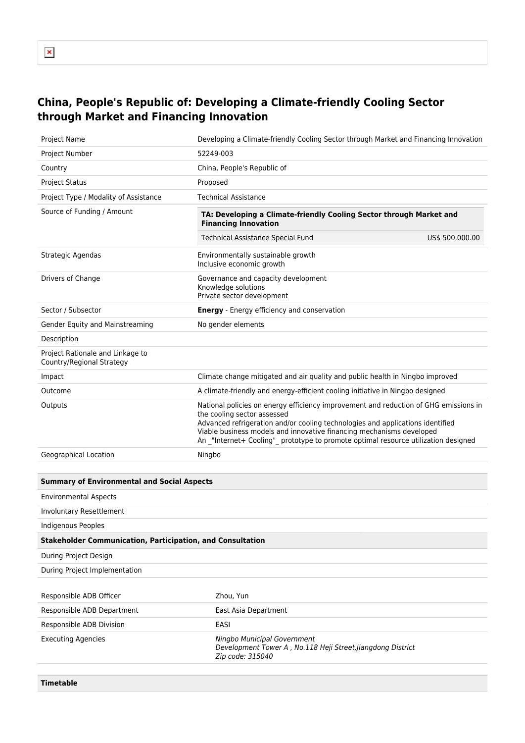# China, People's Republic of: Developing a Climate-friendly Cooling Sector through Market and Financing Innovation

| | |
|---|---|
| Project Name | Developing a Climate-friendly Cooling Sector through Market and Financing Innovation |
| Project Number | 52249-003 |
| Country | China, People's Republic of |
| Project Status | Proposed |
| Project Type / Modality of Assistance | Technical Assistance |
| Source of Funding / Amount | **TA: Developing a Climate-friendly Cooling Sector through Market and Financing Innovation**<br>Technical Assistance Special Fund US$ 500,000.00 |
| Strategic Agendas | Environmentally sustainable growth<br>Inclusive economic growth |
| Drivers of Change | Governance and capacity development<br>Knowledge solutions<br>Private sector development |
| Sector / Subsector | **Energy** - Energy efficiency and conservation |
| Gender Equity and Mainstreaming | No gender elements |
| Description | |
| Project Rationale and Linkage to Country/Regional Strategy | |
| Impact | Climate change mitigated and air quality and public health in Ningbo improved |
| Outcome | A climate-friendly and energy-efficient cooling initiative in Ningbo designed |
| Outputs | National policies on energy efficiency improvement and reduction of GHG emissions in the cooling sector assessed<br>Advanced refrigeration and/or cooling technologies and applications identified<br>Viable business models and innovative financing mechanisms developed<br>An _"Internet+ Cooling"_ prototype to promote optimal resource utilization designed |
| Geographical Location | Ningbo |

| **Summary of Environmental and Social Aspects** |
|---|
| Environmental Aspects |
| Involuntary Resettlement |
| Indigenous Peoples |
| **Stakeholder Communication, Participation, and Consultation** |
| During Project Design |
| During Project Implementation |

| | |
|---|---|
| Responsible ADB Officer | Zhou, Yun |
| Responsible ADB Department | East Asia Department |
| Responsible ADB Division | EASI |
| Executing Agencies | *Ningbo Municipal Government*<br>*Development Tower A , No.118 Heji Street,Jiangdong District*<br>*Zip code: 315040* |

**Timetable**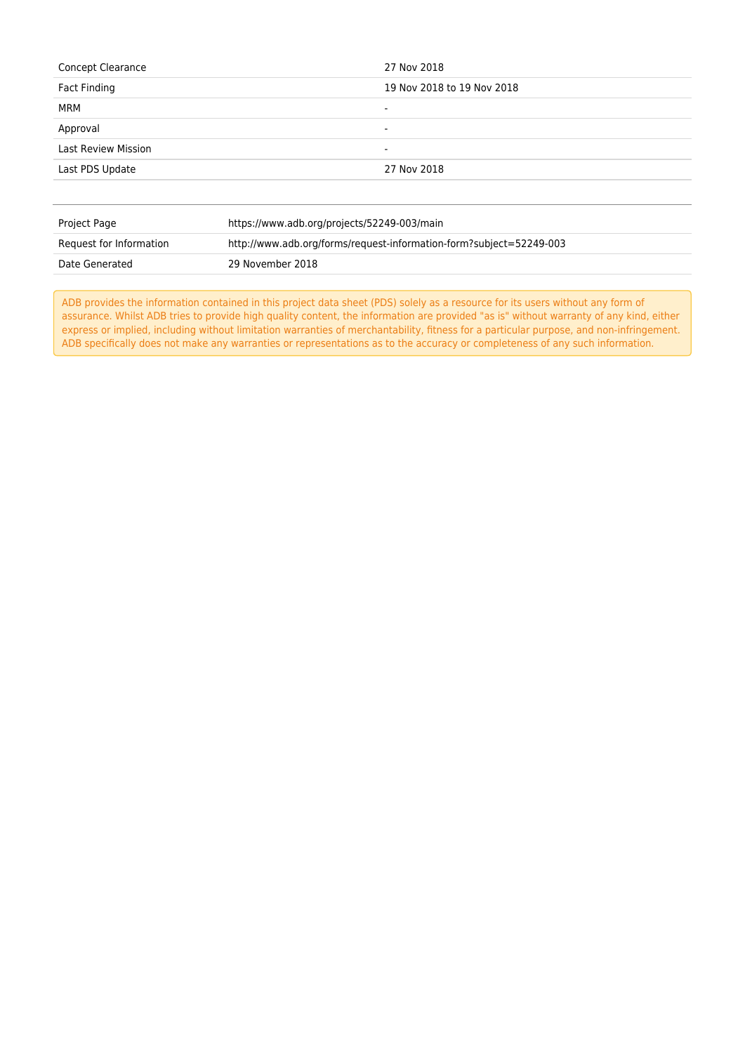| | |
|---|---|
| Concept Clearance | 27 Nov 2018 |
| Fact Finding | 19 Nov 2018 to 19 Nov 2018 |
| MRM | - |
| Approval | - |
| Last Review Mission | - |
| Last PDS Update | 27 Nov 2018 |

| | |
|---|---|
| Project Page | https://www.adb.org/projects/52249-003/main |
| Request for Information | http://www.adb.org/forms/request-information-form?subject=52249-003 |
| Date Generated | 29 November 2018 |

ADB provides the information contained in this project data sheet (PDS) solely as a resource for its users without any form of assurance. Whilst ADB tries to provide high quality content, the information are provided "as is" without warranty of any kind, either express or implied, including without limitation warranties of merchantability, fitness for a particular purpose, and non-infringement. ADB specifically does not make any warranties or representations as to the accuracy or completeness of any such information.